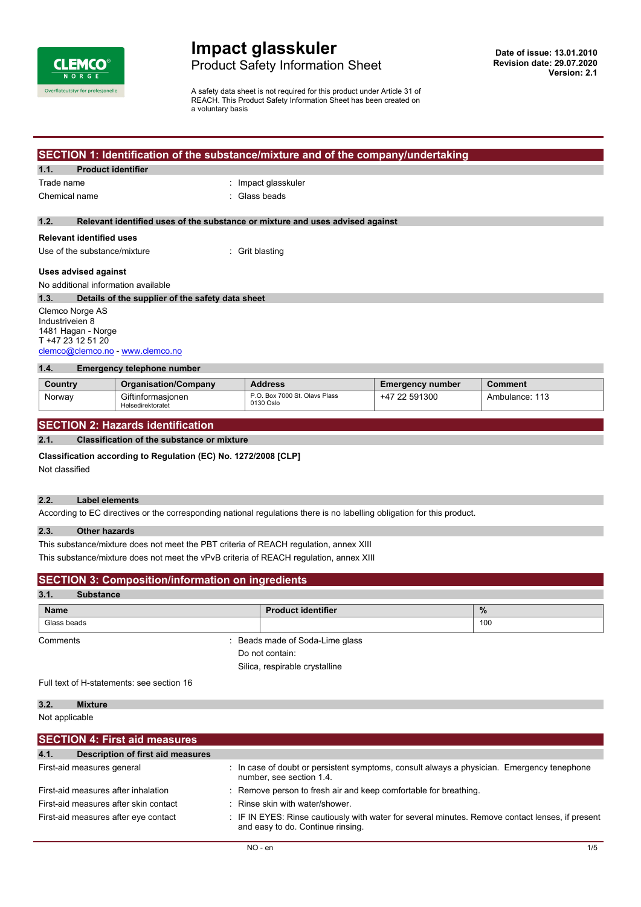# Impact glasskuler

Product Safety Information Sheet

**Date of issue: 13.01.2010**
**Revision date: 29.07.2020**
**Version: 2.1**

A safety data sheet is not required for this product under Article 31 of REACH. This Product Safety Information Sheet has been created on a voluntary basis

## SECTION 1: Identification of the substance/mixture and of the company/undertaking

### 1.1. Product identifier

Trade name : Impact glasskuler

Chemical name : Glass beads

### 1.2. Relevant identified uses of the substance or mixture and uses advised against

**Relevant identified uses**

Use of the substance/mixture : Grit blasting

**Uses advised against**

No additional information available

### 1.3. Details of the supplier of the safety data sheet

Clemco Norge AS
Industriveien 8
1481 Hagan - Norge
T +47 23 12 51 20
clemco@clemco.no - www.clemco.no

### 1.4. Emergency telephone number

| Country | Organisation/Company | Address | Emergency number | Comment |
|---|---|---|---|---|
| Norway | Giftinformasjonen Helsedirektoratet | P.O. Box 7000 St. Olavs Plass 0130 Oslo | +47 22 591300 | Ambulance: 113 |

## SECTION 2: Hazards identification

### 2.1. Classification of the substance or mixture

**Classification according to Regulation (EC) No. 1272/2008 [CLP]**

Not classified

### 2.2. Label elements

According to EC directives or the corresponding national regulations there is no labelling obligation for this product.

### 2.3. Other hazards

This substance/mixture does not meet the PBT criteria of REACH regulation, annex XIII

This substance/mixture does not meet the vPvB criteria of REACH regulation, annex XIII

## SECTION 3: Composition/information on ingredients

### 3.1. Substance

| Name | Product identifier | % |
|---|---|---|
| Glass beads | | 100 |

Comments : Beads made of Soda-Lime glass
Do not contain:
Silica, respirable crystalline

Full text of H-statements: see section 16

### 3.2. Mixture

Not applicable

## SECTION 4: First aid measures

### 4.1. Description of first aid measures

First-aid measures general : In case of doubt or persistent symptoms, consult always a physician. Emergency tenephone number, see section 1.4.

First-aid measures after inhalation : Remove person to fresh air and keep comfortable for breathing.

First-aid measures after skin contact : Rinse skin with water/shower.

First-aid measures after eye contact : IF IN EYES: Rinse cautiously with water for several minutes. Remove contact lenses, if present and easy to do. Continue rinsing.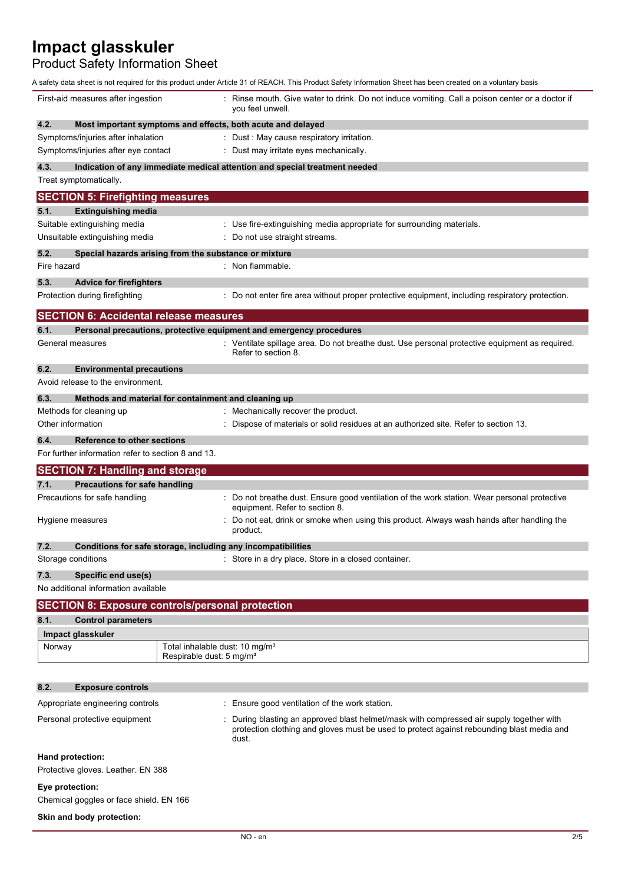| | |
|---|---|
| First-aid measures after ingestion | : Rinse mouth. Give water to drink. Do not induce vomiting. Call a poison center or a doctor if you feel unwell. |

### 4.2. Most important symptoms and effects, both acute and delayed

| | |
|---|---|
| Symptoms/injuries after inhalation | : Dust : May cause respiratory irritation. |
| Symptoms/injuries after eye contact | : Dust may irritate eyes mechanically. |

### 4.3. Indication of any immediate medical attention and special treatment needed

Treat symptomatically.

## SECTION 5: Firefighting measures

### 5.1. Extinguishing media

| | |
|---|---|
| Suitable extinguishing media | : Use fire-extinguishing media appropriate for surrounding materials. |
| Unsuitable extinguishing media | : Do not use straight streams. |

### 5.2. Special hazards arising from the substance or mixture

| | |
|---|---|
| Fire hazard | : Non flammable. |

### 5.3. Advice for firefighters

| | |
|---|---|
| Protection during firefighting | : Do not enter fire area without proper protective equipment, including respiratory protection. |

## SECTION 6: Accidental release measures

### 6.1. Personal precautions, protective equipment and emergency procedures

| | |
|---|---|
| General measures | : Ventilate spillage area. Do not breathe dust. Use personal protective equipment as required. Refer to section 8. |

### 6.2. Environmental precautions

Avoid release to the environment.

### 6.3. Methods and material for containment and cleaning up

| | |
|---|---|
| Methods for cleaning up | : Mechanically recover the product. |
| Other information | : Dispose of materials or solid residues at an authorized site. Refer to section 13. |

### 6.4. Reference to other sections

For further information refer to section 8 and 13.

## SECTION 7: Handling and storage

### 7.1. Precautions for safe handling

| | |
|---|---|
| Precautions for safe handling | : Do not breathe dust. Ensure good ventilation of the work station. Wear personal protective equipment. Refer to section 8. |
| Hygiene measures | : Do not eat, drink or smoke when using this product. Always wash hands after handling the product. |

### 7.2. Conditions for safe storage, including any incompatibilities

| | |
|---|---|
| Storage conditions | : Store in a dry place. Store in a closed container. |

### 7.3. Specific end use(s)

No additional information available

## SECTION 8: Exposure controls/personal protection

### 8.1. Control parameters

| Impact glasskuler | |
|---|---|
| Norway | Total inhalable dust: 10 mg/m³<br>Respirable dust: 5 mg/m³ |

### 8.2. Exposure controls

| | |
|---|---|
| Appropriate engineering controls | : Ensure good ventilation of the work station. |
| Personal protective equipment | : During blasting an approved blast helmet/mask with compressed air supply together with protection clothing and gloves must be used to protect against rebounding blast media and dust. |

**Hand protection:**

Protective gloves. Leather. EN 388

**Eye protection:**

Chemical goggles or face shield. EN 166

**Skin and body protection:**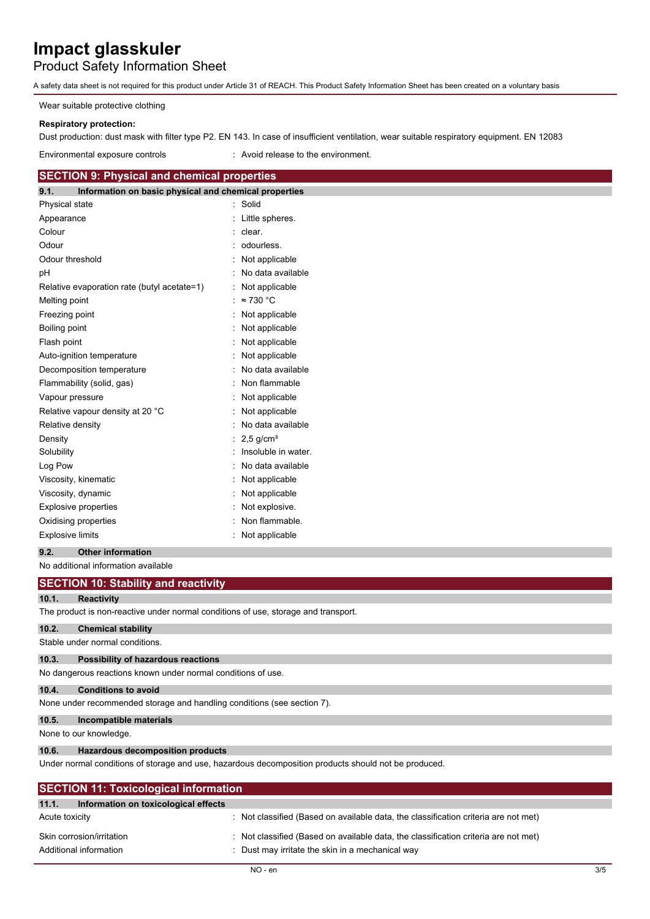Wear suitable protective clothing

**Respiratory protection:**

Dust production: dust mask with filter type P2. EN 143. In case of insufficient ventilation, wear suitable respiratory equipment. EN 12083

Environmental exposure controls : Avoid release to the environment.

## SECTION 9: Physical and chemical properties

### 9.1. Information on basic physical and chemical properties

| Property | Value |
|---|---|
| Physical state | Solid |
| Appearance | Little spheres. |
| Colour | clear. |
| Odour | odourless. |
| Odour threshold | Not applicable |
| pH | No data available |
| Relative evaporation rate (butyl acetate=1) | Not applicable |
| Melting point | ≈ 730 °C |
| Freezing point | Not applicable |
| Boiling point | Not applicable |
| Flash point | Not applicable |
| Auto-ignition temperature | Not applicable |
| Decomposition temperature | No data available |
| Flammability (solid, gas) | Non flammable |
| Vapour pressure | Not applicable |
| Relative vapour density at 20 °C | Not applicable |
| Relative density | No data available |
| Density | 2,5 g/cm³ |
| Solubility | Insoluble in water. |
| Log Pow | No data available |
| Viscosity, kinematic | Not applicable |
| Viscosity, dynamic | Not applicable |
| Explosive properties | Not explosive. |
| Oxidising properties | Non flammable. |
| Explosive limits | Not applicable |

### 9.2. Other information

No additional information available

## SECTION 10: Stability and reactivity

### 10.1. Reactivity

The product is non-reactive under normal conditions of use, storage and transport.

### 10.2. Chemical stability

Stable under normal conditions.

### 10.3. Possibility of hazardous reactions

No dangerous reactions known under normal conditions of use.

### 10.4. Conditions to avoid

None under recommended storage and handling conditions (see section 7).

### 10.5. Incompatible materials

None to our knowledge.

### 10.6. Hazardous decomposition products

Under normal conditions of storage and use, hazardous decomposition products should not be produced.

## SECTION 11: Toxicological information

### 11.1. Information on toxicological effects

| Property | Value |
|---|---|
| Acute toxicity | Not classified (Based on available data, the classification criteria are not met) |
| Skin corrosion/irritation | Not classified (Based on available data, the classification criteria are not met) |
| Additional information | Dust may irritate the skin in a mechanical way |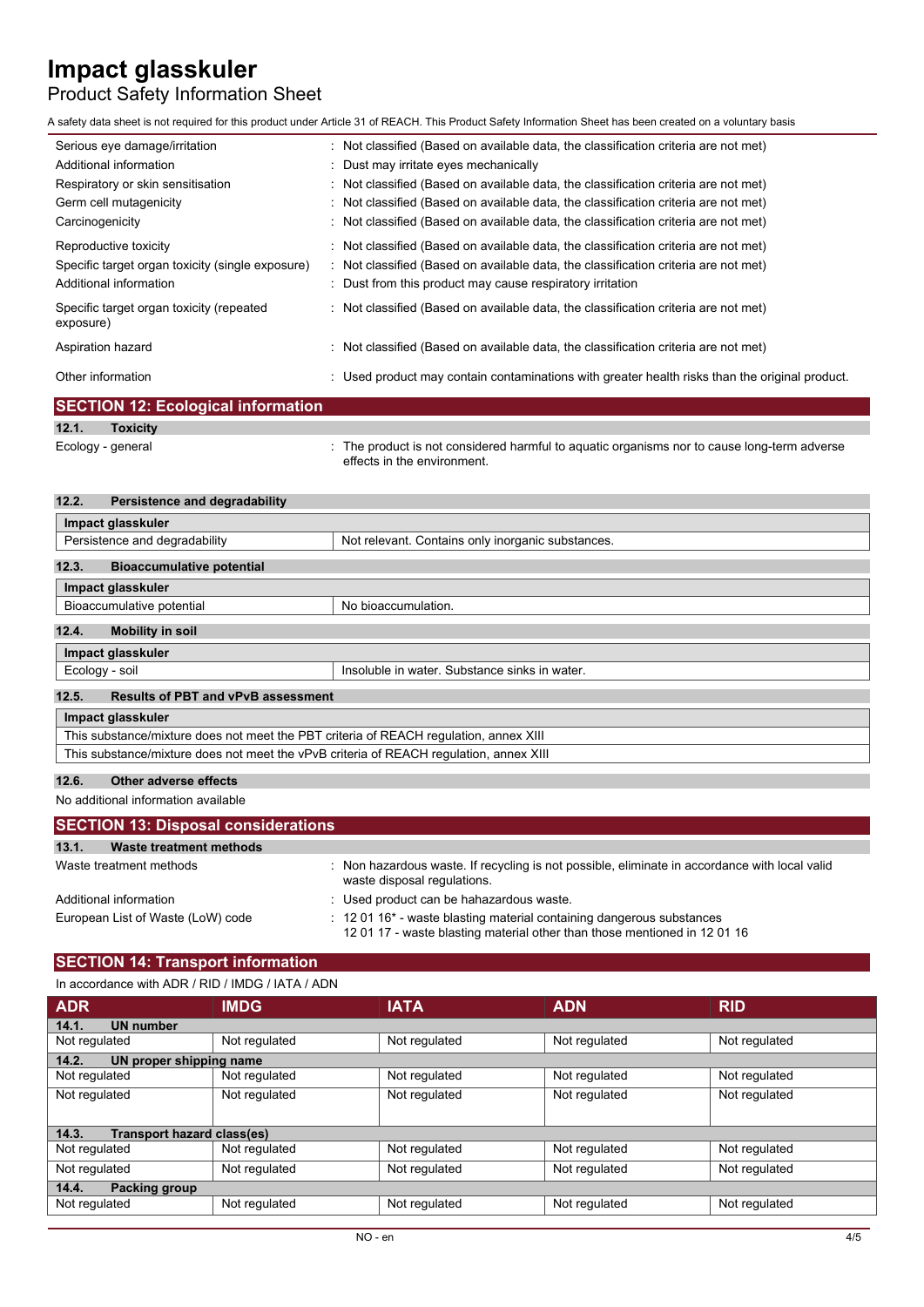| | |
|---|---|
| Serious eye damage/irritation | : Not classified (Based on available data, the classification criteria are not met) |
| Additional information | : Dust may irritate eyes mechanically |
| Respiratory or skin sensitisation | : Not classified (Based on available data, the classification criteria are not met) |
| Germ cell mutagenicity | : Not classified (Based on available data, the classification criteria are not met) |
| Carcinogenicity | : Not classified (Based on available data, the classification criteria are not met) |
| Reproductive toxicity | : Not classified (Based on available data, the classification criteria are not met) |
| Specific target organ toxicity (single exposure) | : Not classified (Based on available data, the classification criteria are not met) |
| Additional information | : Dust from this product may cause respiratory irritation |
| Specific target organ toxicity (repeated exposure) | : Not classified (Based on available data, the classification criteria are not met) |
| Aspiration hazard | : Not classified (Based on available data, the classification criteria are not met) |
| Other information | : Used product may contain contaminations with greater health risks than the original product. |

## SECTION 12: Ecological information

### 12.1. Toxicity

Ecology - general : The product is not considered harmful to aquatic organisms nor to cause long-term adverse effects in the environment.

### 12.2. Persistence and degradability

| Impact glasskuler | |
|---|---|
| Persistence and degradability | Not relevant. Contains only inorganic substances. |

### 12.3. Bioaccumulative potential

| Impact glasskuler | |
|---|---|
| Bioaccumulative potential | No bioaccumulation. |

### 12.4. Mobility in soil

| Impact glasskuler | |
|---|---|
| Ecology - soil | Insoluble in water. Substance sinks in water. |

### 12.5. Results of PBT and vPvB assessment

| Impact glasskuler |
|---|
| This substance/mixture does not meet the PBT criteria of REACH regulation, annex XIII |
| This substance/mixture does not meet the vPvB criteria of REACH regulation, annex XIII |

### 12.6. Other adverse effects

No additional information available

## SECTION 13: Disposal considerations

### 13.1. Waste treatment methods

| | |
|---|---|
| Waste treatment methods | : Non hazardous waste. If recycling is not possible, eliminate in accordance with local valid waste disposal regulations. |
| Additional information | : Used product can be hahazardous waste. |
| European List of Waste (LoW) code | : 12 01 16* - waste blasting material containing dangerous substances<br>12 01 17 - waste blasting material other than those mentioned in 12 01 16 |

## SECTION 14: Transport information

In accordance with ADR / RID / IMDG / IATA / ADN

| ADR | IMDG | IATA | ADN | RID |
|---|---|---|---|---|
| **14.1. UN number** | | | | |
| Not regulated | Not regulated | Not regulated | Not regulated | Not regulated |
| **14.2. UN proper shipping name** | | | | |
| Not regulated | Not regulated | Not regulated | Not regulated | Not regulated |
| Not regulated | Not regulated | Not regulated | Not regulated | Not regulated |
| **14.3. Transport hazard class(es)** | | | | |
| Not regulated | Not regulated | Not regulated | Not regulated | Not regulated |
| Not regulated | Not regulated | Not regulated | Not regulated | Not regulated |
| **14.4. Packing group** | | | | |
| Not regulated | Not regulated | Not regulated | Not regulated | Not regulated |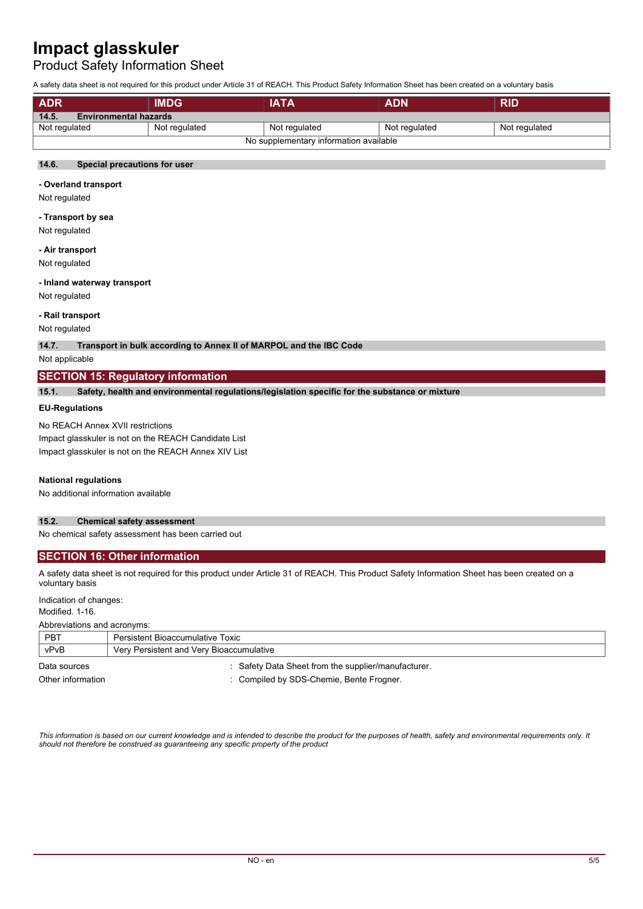| ADR | IMDG | IATA | ADN | RID |
|---|---|---|---|---|
| **14.5. Environmental hazards** | | | | |
| Not regulated | Not regulated | Not regulated | Not regulated | Not regulated |
| No supplementary information available | | | | |

### 14.6. Special precautions for user

**- Overland transport**

Not regulated

**- Transport by sea**

Not regulated

**- Air transport**

Not regulated

**- Inland waterway transport**

Not regulated

**- Rail transport**

Not regulated

### 14.7. Transport in bulk according to Annex II of MARPOL and the IBC Code

Not applicable

## SECTION 15: Regulatory information

### 15.1. Safety, health and environmental regulations/legislation specific for the substance or mixture

**EU-Regulations**

No REACH Annex XVII restrictions

Impact glasskuler is not on the REACH Candidate List

Impact glasskuler is not on the REACH Annex XIV List

**National regulations**

No additional information available

### 15.2. Chemical safety assessment

No chemical safety assessment has been carried out

## SECTION 16: Other information

A safety data sheet is not required for this product under Article 31 of REACH. This Product Safety Information Sheet has been created on a voluntary basis

Indication of changes:

Modified. 1-16.

Abbreviations and acronyms:

| | |
|---|---|
| PBT | Persistent Bioaccumulative Toxic |
| vPvB | Very Persistent and Very Bioaccumulative |

Data sources : Safety Data Sheet from the supplier/manufacturer.

Other information : Compiled by SDS-Chemie, Bente Frogner.

*This information is based on our current knowledge and is intended to describe the product for the purposes of health, safety and environmental requirements only. It should not therefore be construed as guaranteeing any specific property of the product*